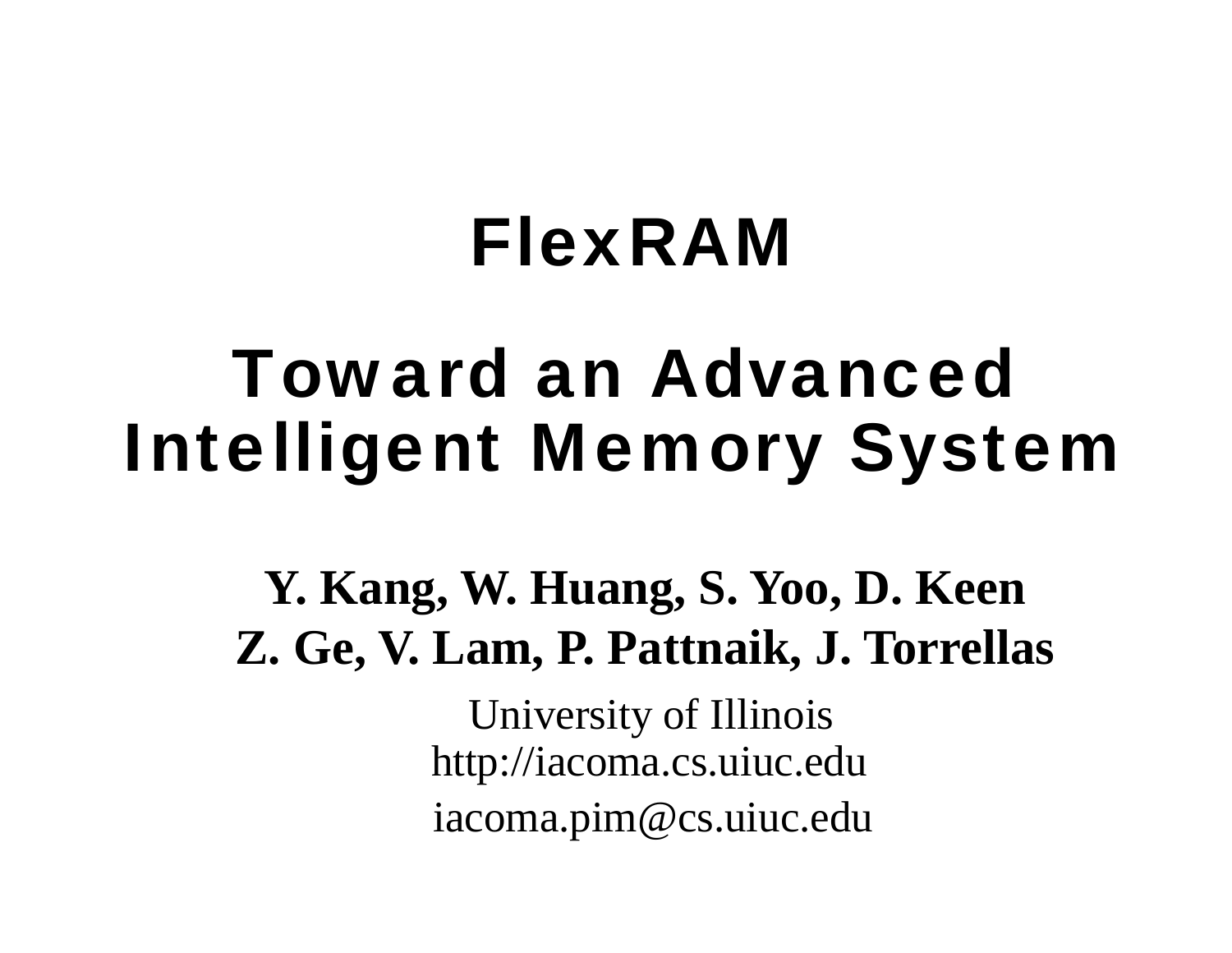# FlexRAM

# Toward an Advanced Intelligent Memory System

**Y. Kang, W. Huang, S. Yoo, D. Keen**
**Z. Ge, V. Lam, P. Pattnaik, J. Torrellas**

University of Illinois
http://iacoma.cs.uiuc.edu

iacoma.pim@cs.uiuc.edu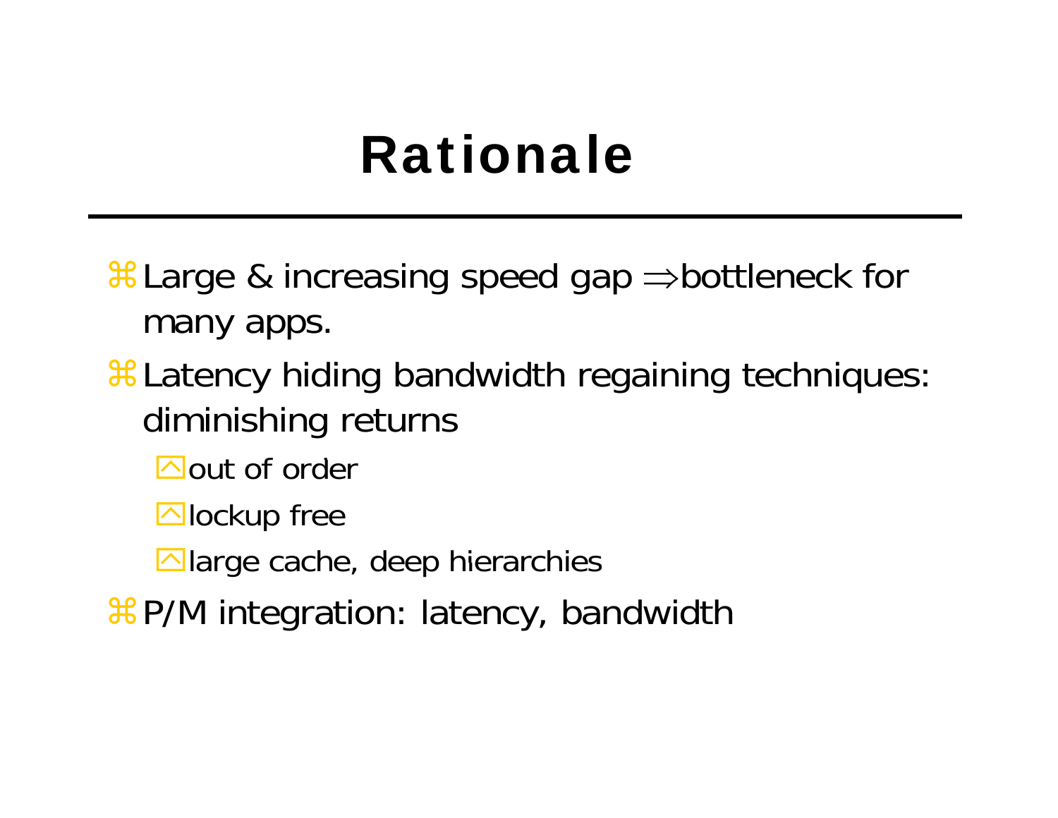# Rationale

- Large & increasing speed gap $\Rightarrow$bottleneck for many apps.
- Latency hiding bandwidth regaining techniques: diminishing returns
  - out of order
  - lockup free
  - large cache, deep hierarchies
- P/M integration: latency, bandwidth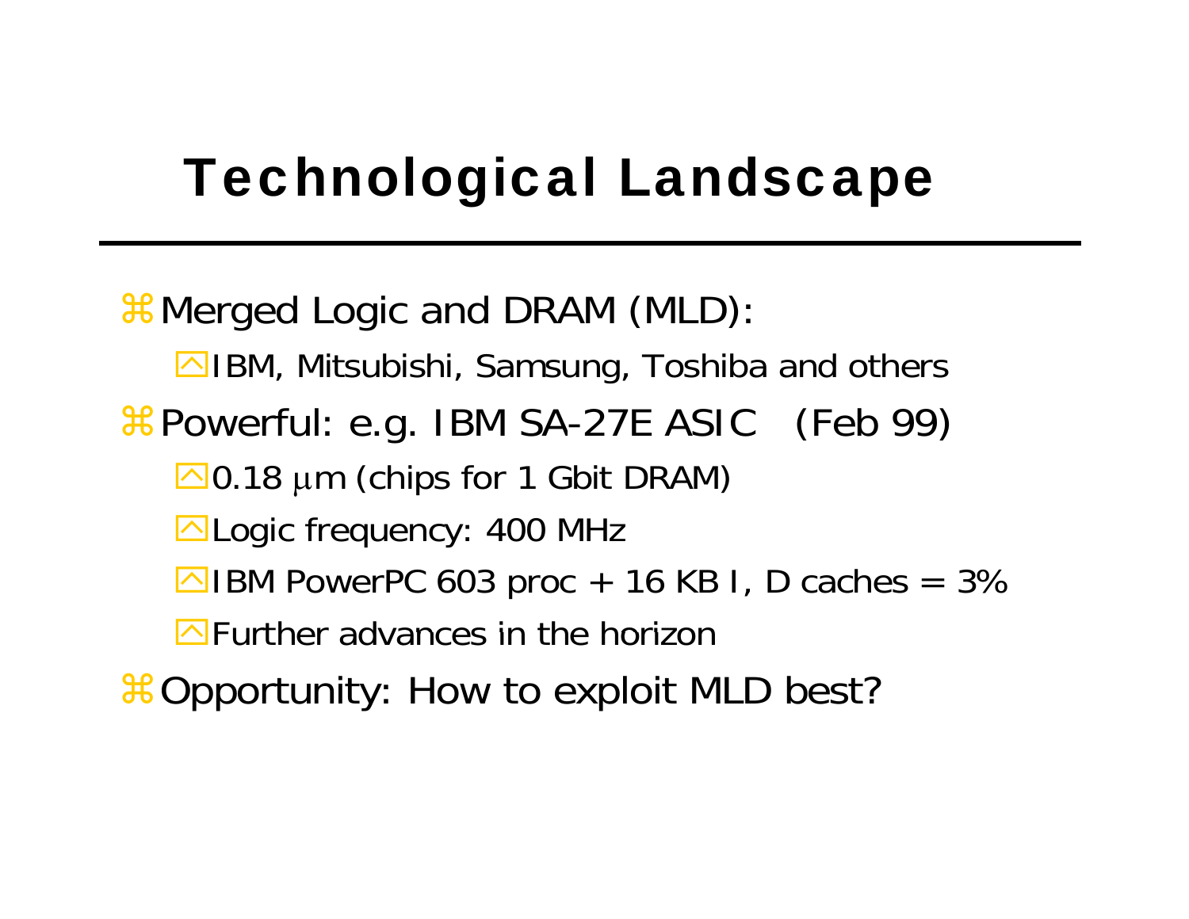# Technological Landscape

- Merged Logic and DRAM (MLD):
  - IBM, Mitsubishi, Samsung, Toshiba and others
- Powerful: e.g. IBM SA-27E ASIC (Feb 99)
  - 0.18 μm (chips for 1 Gbit DRAM)
  - Logic frequency: 400 MHz
  - IBM PowerPC 603 proc + 16 KB I, D caches = 3%
  - Further advances in the horizon
- Opportunity: How to exploit MLD best?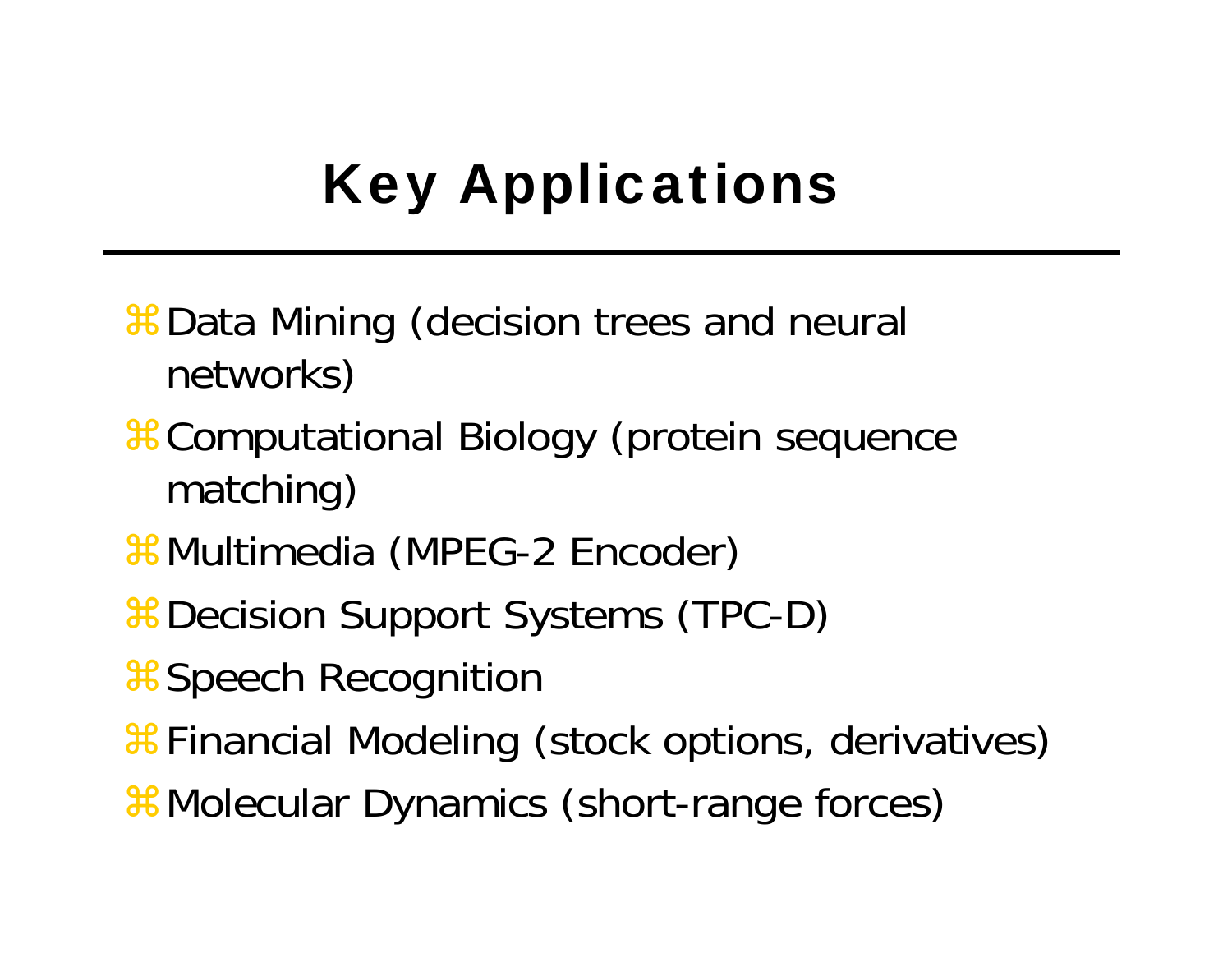# Key Applications

- Data Mining (decision trees and neural networks)
- Computational Biology (protein sequence matching)
- Multimedia (MPEG-2 Encoder)
- Decision Support Systems (TPC-D)
- Speech Recognition
- Financial Modeling (stock options, derivatives)
- Molecular Dynamics (short-range forces)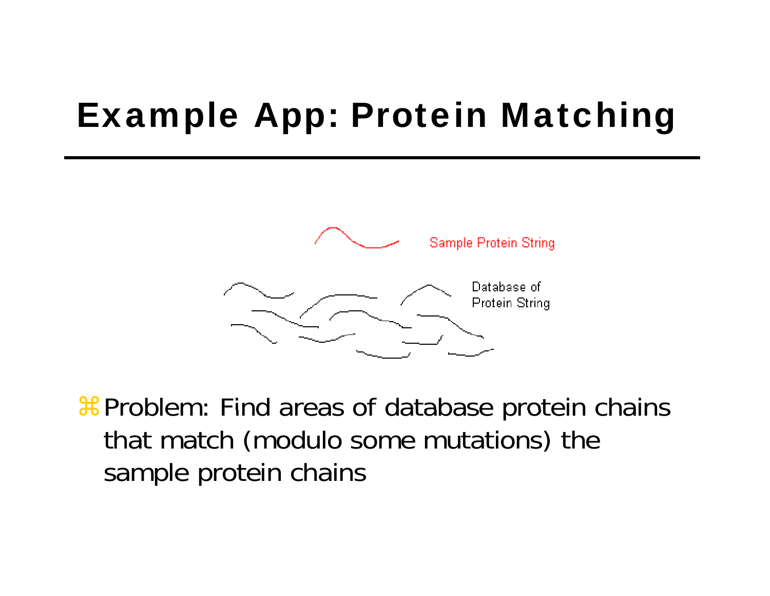# Example App: Protein Matching

Sample Protein String

Database of Protein String

- Problem: Find areas of database protein chains that match (modulo some mutations) the sample protein chains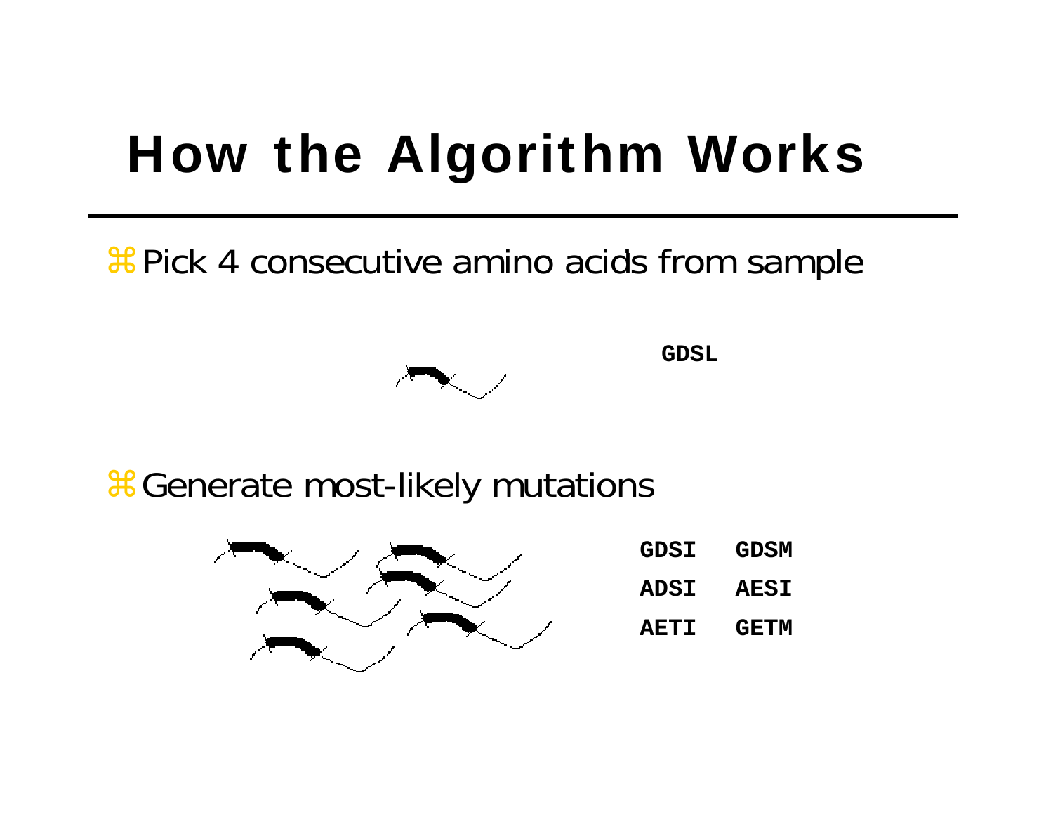# How the Algorithm Works

- Pick 4 consecutive amino acids from sample

GDSL

- Generate most-likely mutations

GDSI GDSM

ADSI AESI

AETI GETM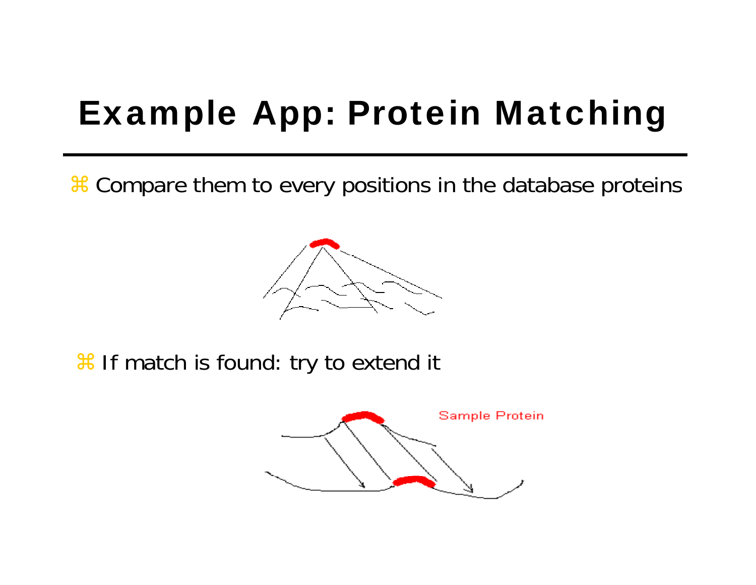# Example App: Protein Matching

- Compare them to every positions in the database proteins

- If match is found: try to extend it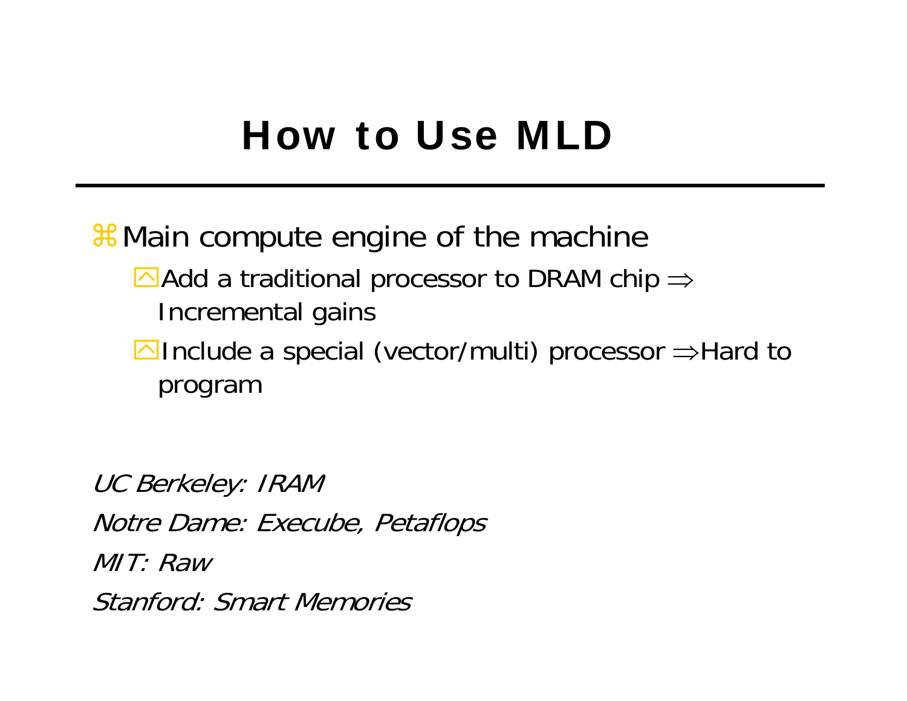# How to Use MLD

- Main compute engine of the machine
  - Add a traditional processor to DRAM chip $\Rightarrow$ Incremental gains
  - Include a special (vector/multi) processor $\Rightarrow$ Hard to program

*UC Berkeley: IRAM*

*Notre Dame: Execube, Petaflops*

*MIT: Raw*

*Stanford: Smart Memories*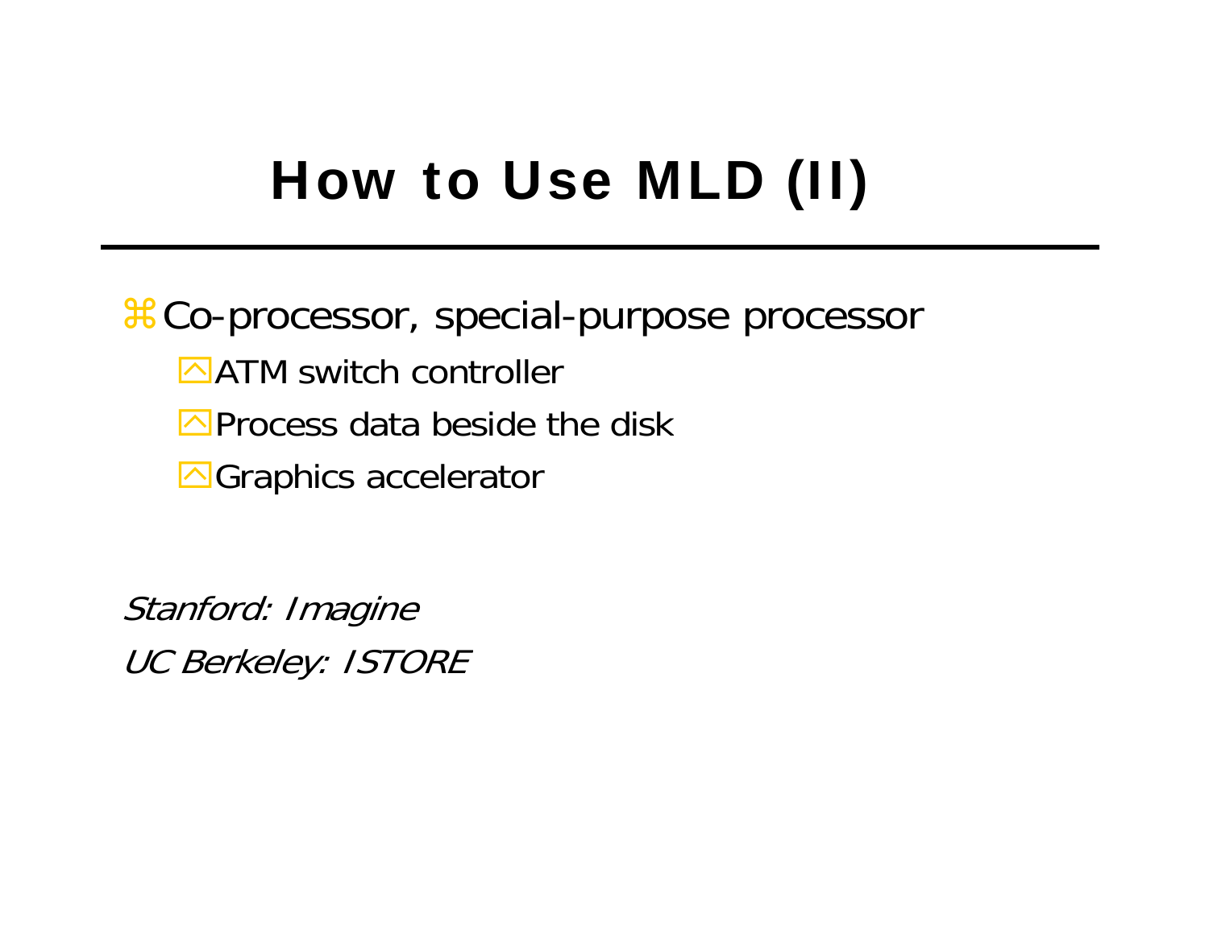# How to Use MLD (II)

- Co-processor, special-purpose processor
  - ATM switch controller
  - Process data beside the disk
  - Graphics accelerator

*Stanford: Imagine*

*UC Berkeley: ISTORE*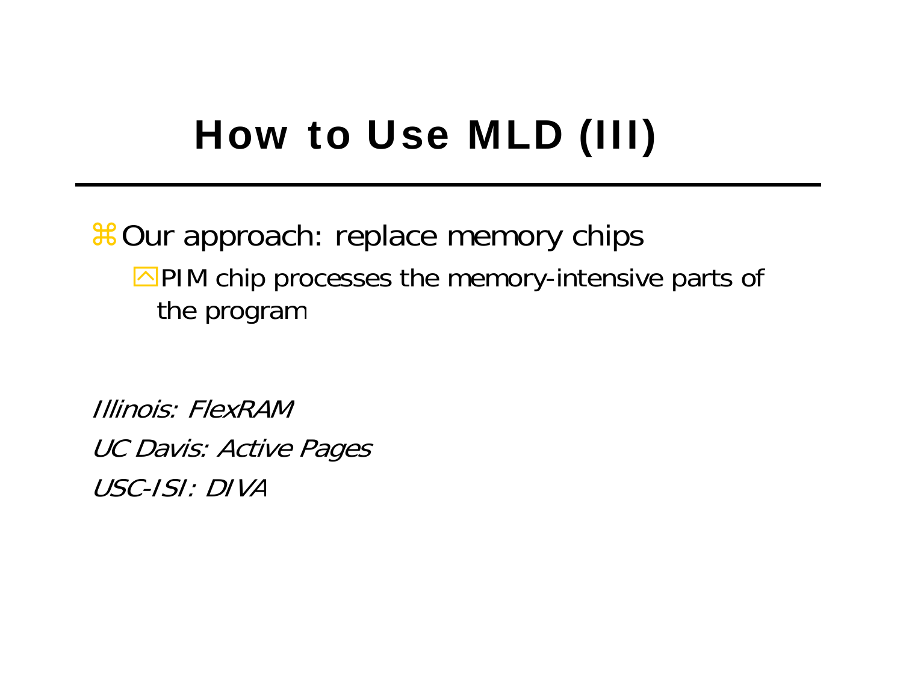# How to Use MLD (III)

- Our approach: replace memory chips
  - PIM chip processes the memory-intensive parts of the program

*Illinois: FlexRAM*

*UC Davis: Active Pages*

*USC-ISI: DIVA*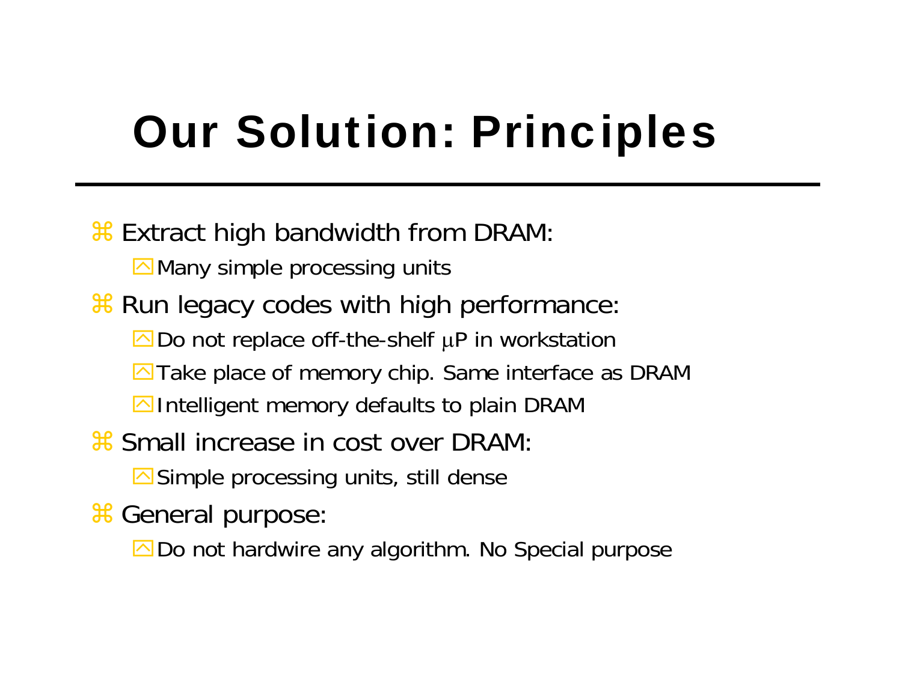# Our Solution: Principles

- Extract high bandwidth from DRAM:
  - Many simple processing units
- Run legacy codes with high performance:
  - Do not replace off-the-shelf μP in workstation
  - Take place of memory chip. Same interface as DRAM
  - Intelligent memory defaults to plain DRAM
- Small increase in cost over DRAM:
  - Simple processing units, still dense
- General purpose:
  - Do not hardwire any algorithm. No Special purpose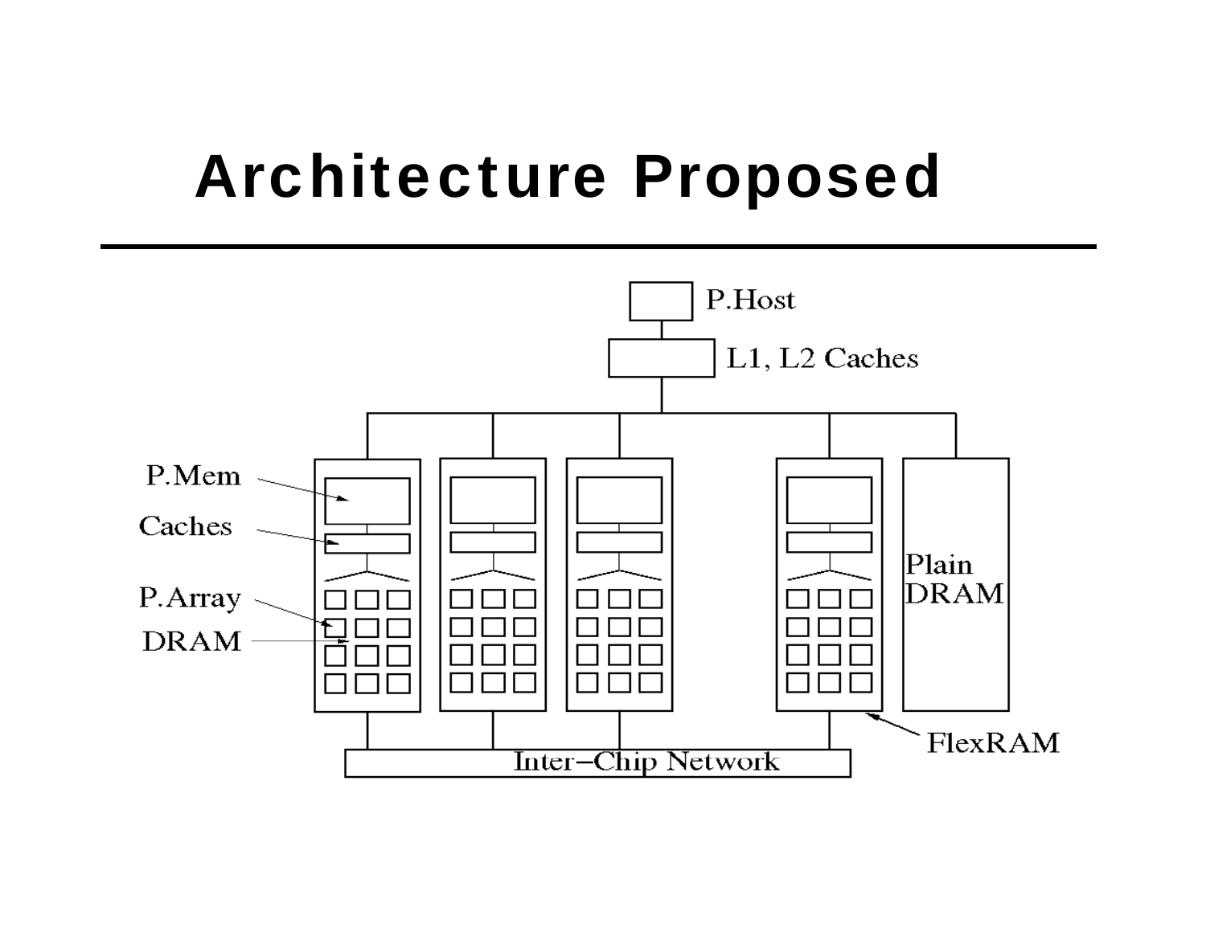# Architecture Proposed

P.Host

L1, L2 Caches

P.Mem

Caches

P.Array

DRAM

Plain DRAM

FlexRAM

Inter−Chip Network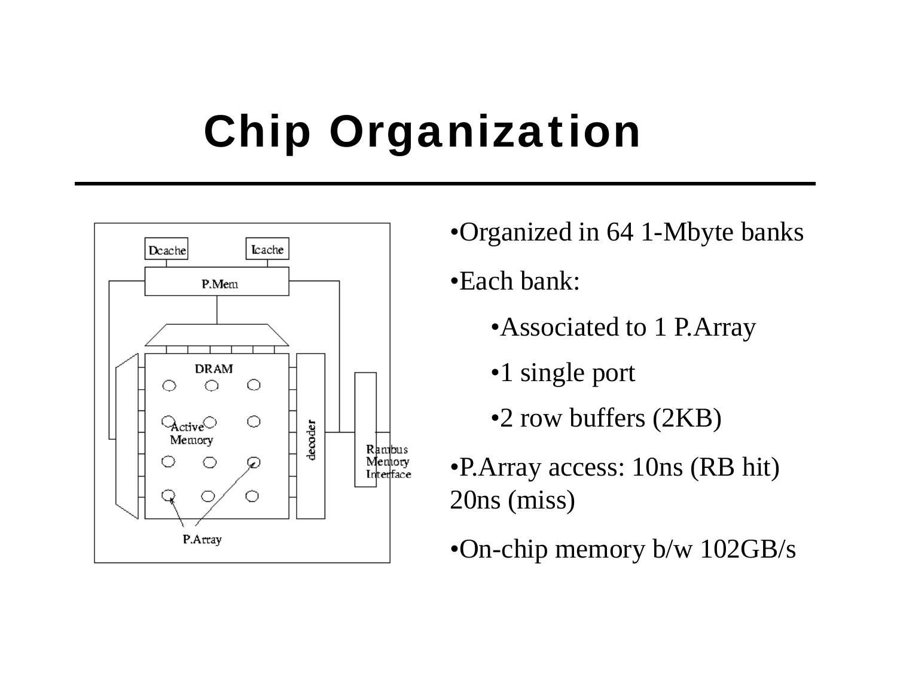# Chip Organization

- Organized in 64 1-Mbyte banks
- Each bank:
  - Associated to 1 P.Array
  - 1 single port
  - 2 row buffers (2KB)
- P.Array access: 10ns (RB hit) 20ns (miss)
- On-chip memory b/w 102GB/s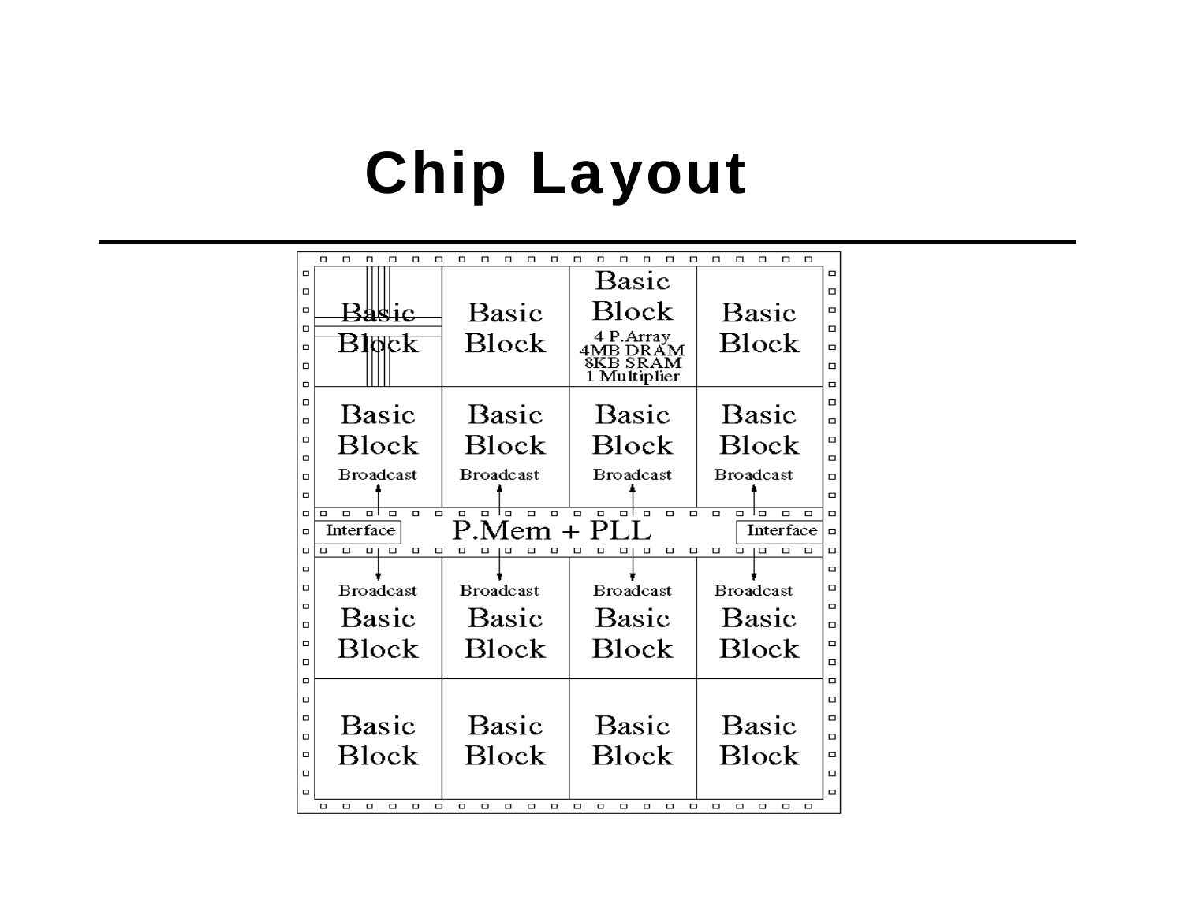# Chip Layout

Basic Block | Basic Block | Basic Block 4 P.Array 4MB DRAM 8KB SRAM 1 Multiplier | Basic Block

Basic Block Broadcast | Basic Block Broadcast | Basic Block Broadcast | Basic Block Broadcast

Interface | P.Mem + PLL | Interface

Broadcast Basic Block | Broadcast Basic Block | Broadcast Basic Block | Broadcast Basic Block

Basic Block | Basic Block | Basic Block | Basic Block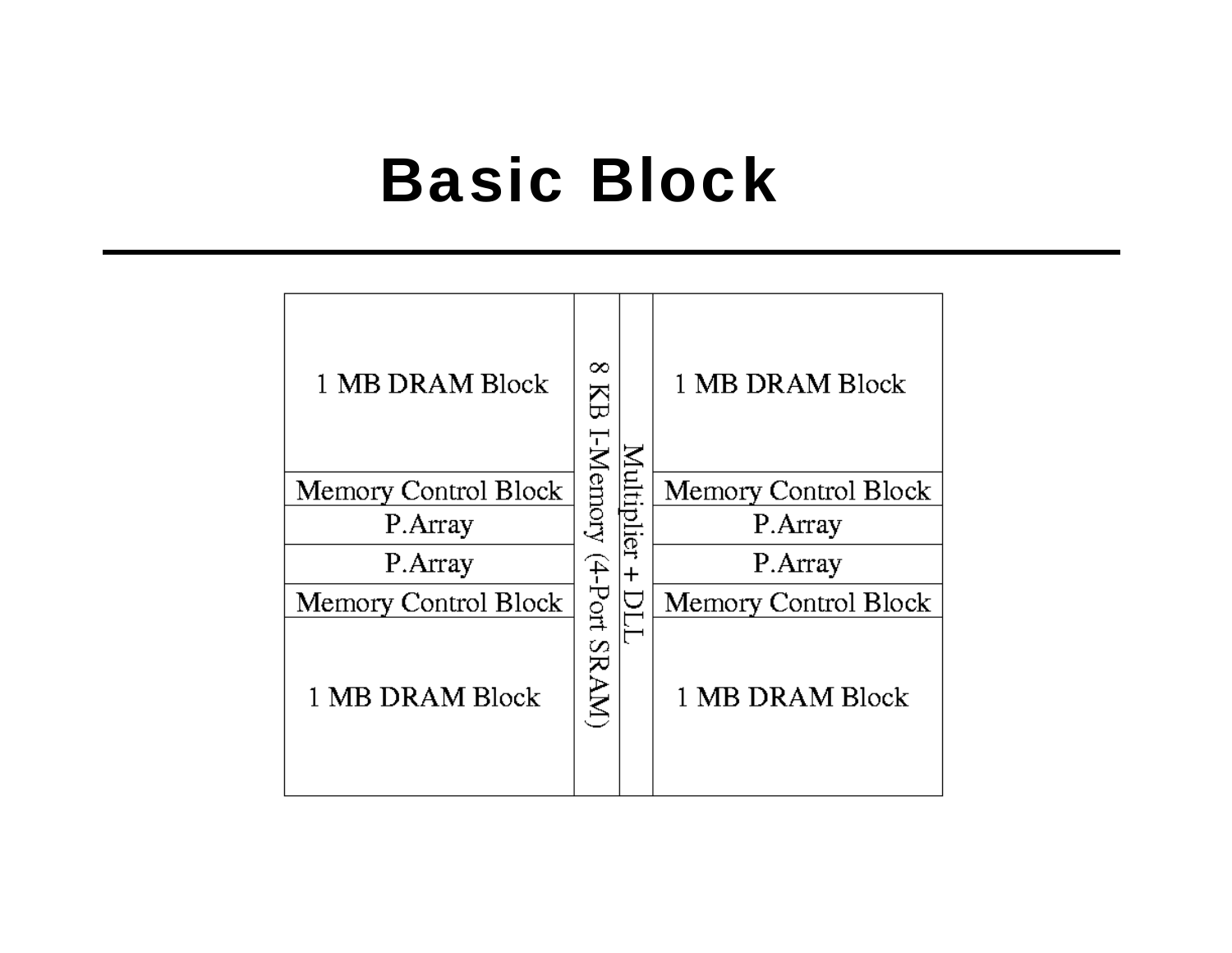# Basic Block

| 1 MB DRAM Block | 8 KB I-Memory (4-Port SRAM) | Multiplier + DLL | 1 MB DRAM Block |
| --- | --- | --- | --- |
| Memory Control Block | | | Memory Control Block |
| P.Array | | | P.Array |
| P.Array | | | P.Array |
| Memory Control Block | | | Memory Control Block |
| 1 MB DRAM Block | | | 1 MB DRAM Block |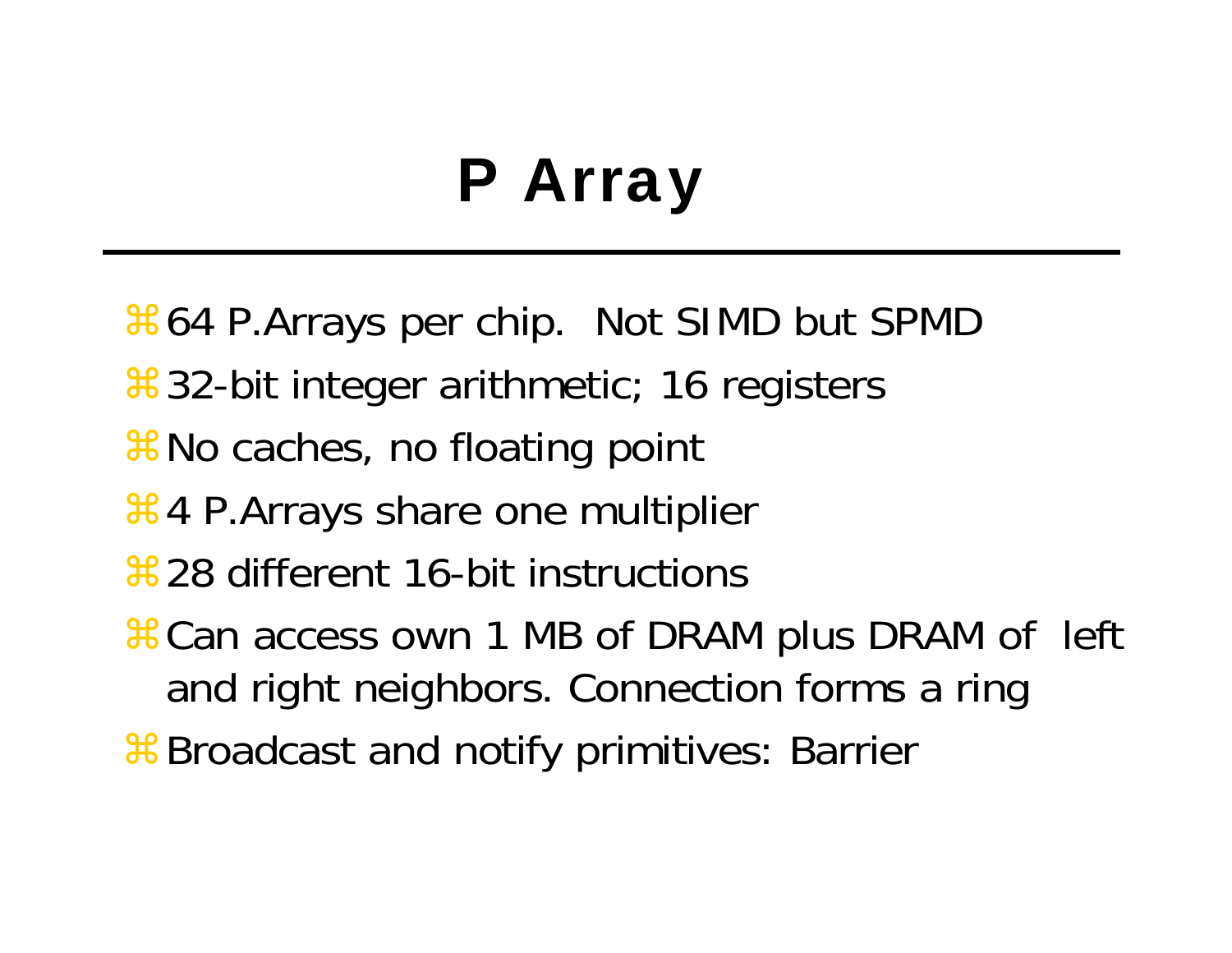# P Array

- 64 P.Arrays per chip. Not SIMD but SPMD
- 32-bit integer arithmetic; 16 registers
- No caches, no floating point
- 4 P.Arrays share one multiplier
- 28 different 16-bit instructions
- Can access own 1 MB of DRAM plus DRAM of left and right neighbors. Connection forms a ring
- Broadcast and notify primitives: Barrier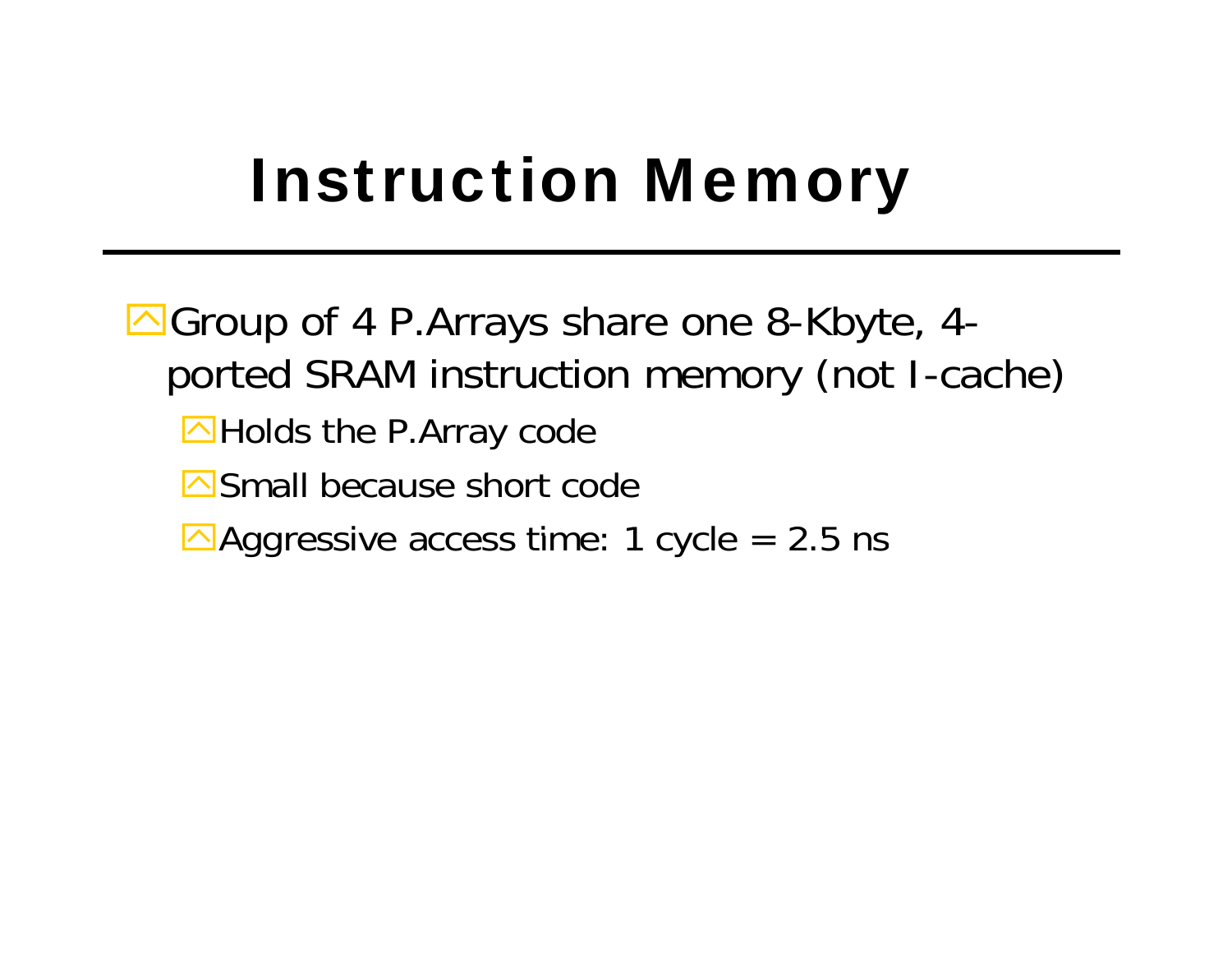# Instruction Memory

- Group of 4 P.Arrays share one 8-Kbyte, 4-ported SRAM instruction memory (not I-cache)
  - Holds the P.Array code
  - Small because short code
  - Aggressive access time: 1 cycle = 2.5 ns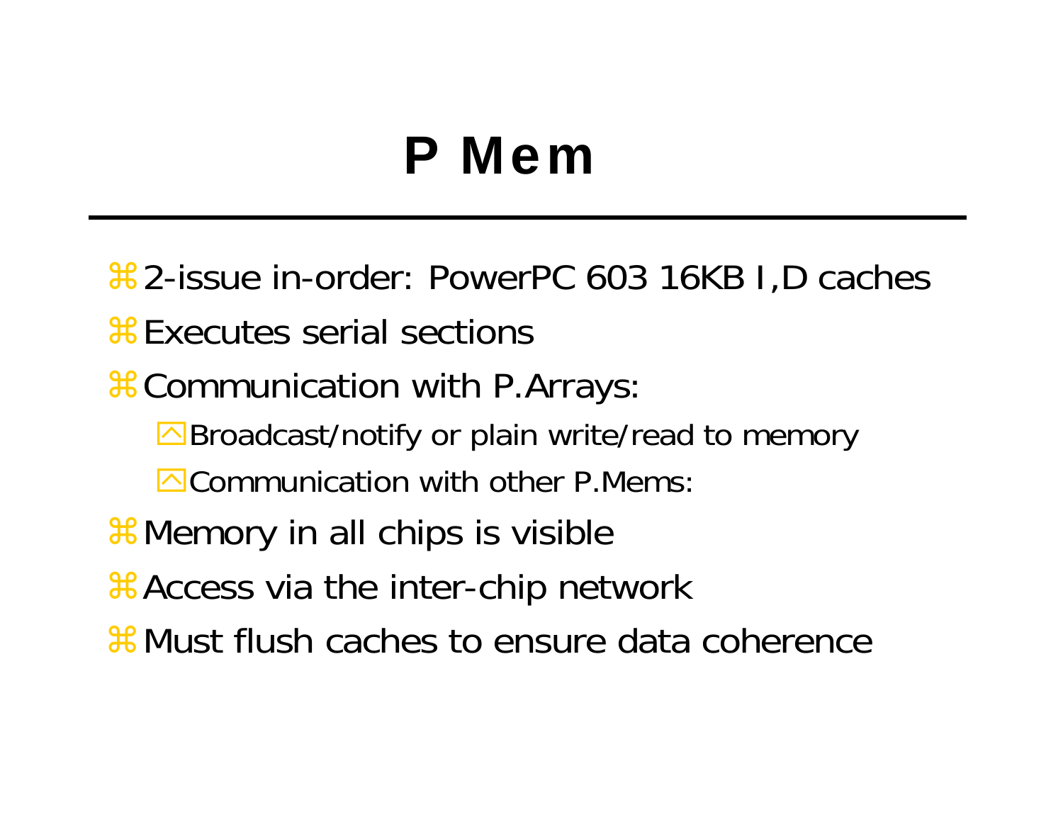# P Mem

- 2-issue in-order: PowerPC 603 16KB I,D caches
- Executes serial sections
- Communication with P.Arrays:
  - Broadcast/notify or plain write/read to memory
  - Communication with other P.Mems:
- Memory in all chips is visible
- Access via the inter-chip network
- Must flush caches to ensure data coherence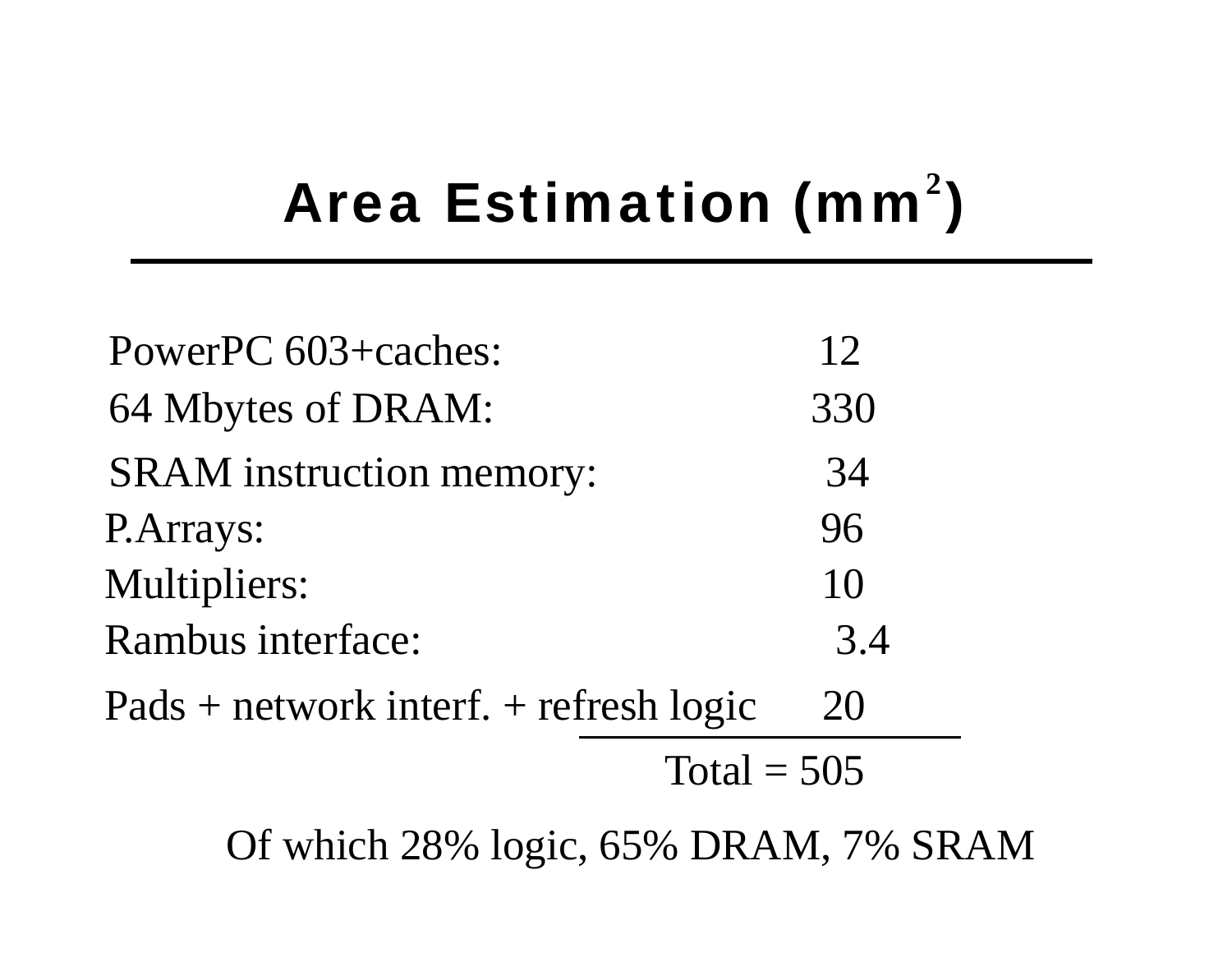# Area Estimation ($mm^2$)

| Component | Area |
|---|---|
| PowerPC 603+caches: | 12 |
| 64 Mbytes of DRAM: | 330 |
| SRAM instruction memory: | 34 |
| P.Arrays: | 96 |
| Multipliers: | 10 |
| Rambus interface: | 3.4 |
| Pads + network interf. + refresh logic | 20 |
| | Total = 505 |

Of which 28% logic, 65% DRAM, 7% SRAM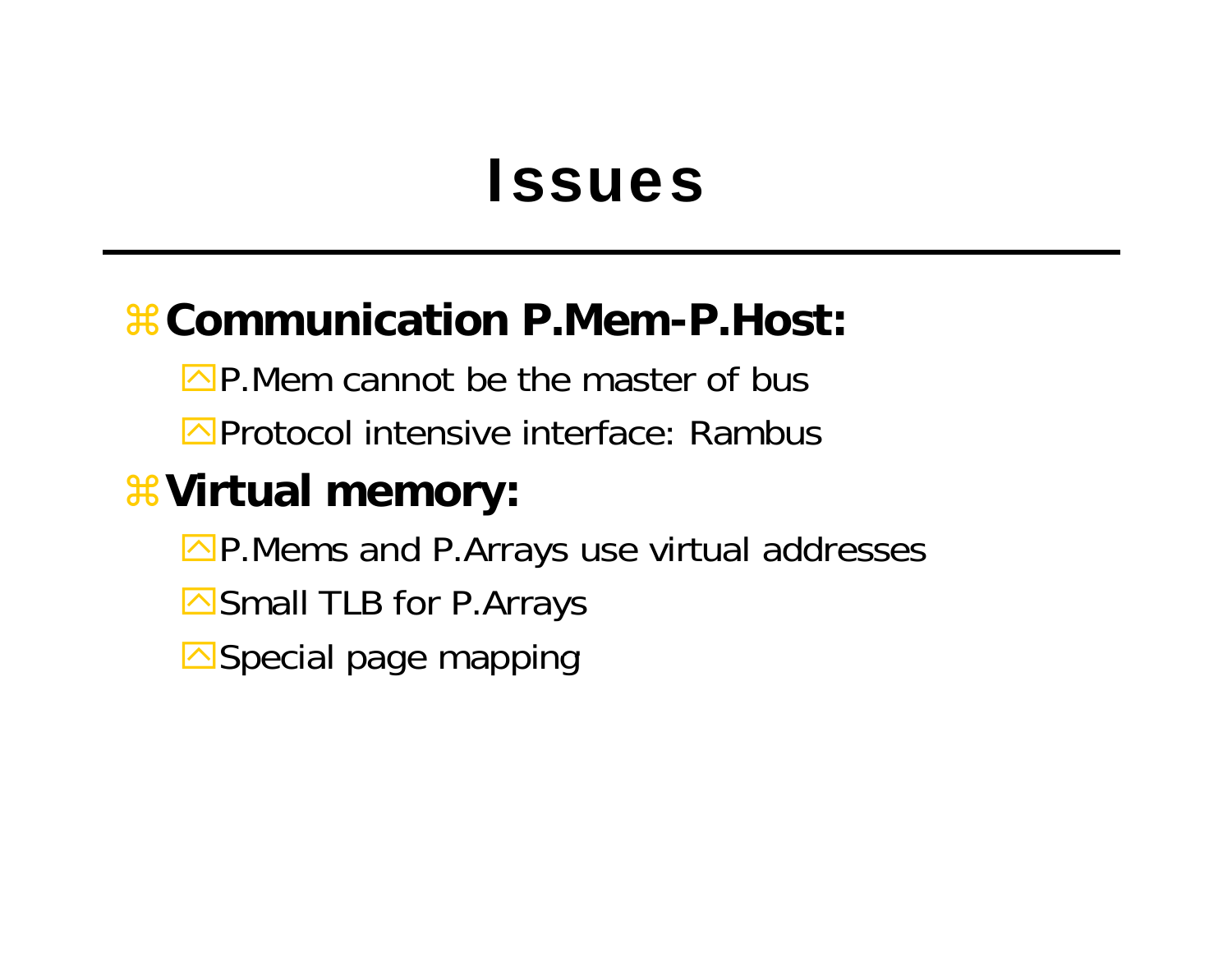# Issues

- **Communication P.Mem-P.Host:**
  - P.Mem cannot be the master of bus
  - Protocol intensive interface: Rambus
- **Virtual memory:**
  - P.Mems and P.Arrays use virtual addresses
  - Small TLB for P.Arrays
  - Special page mapping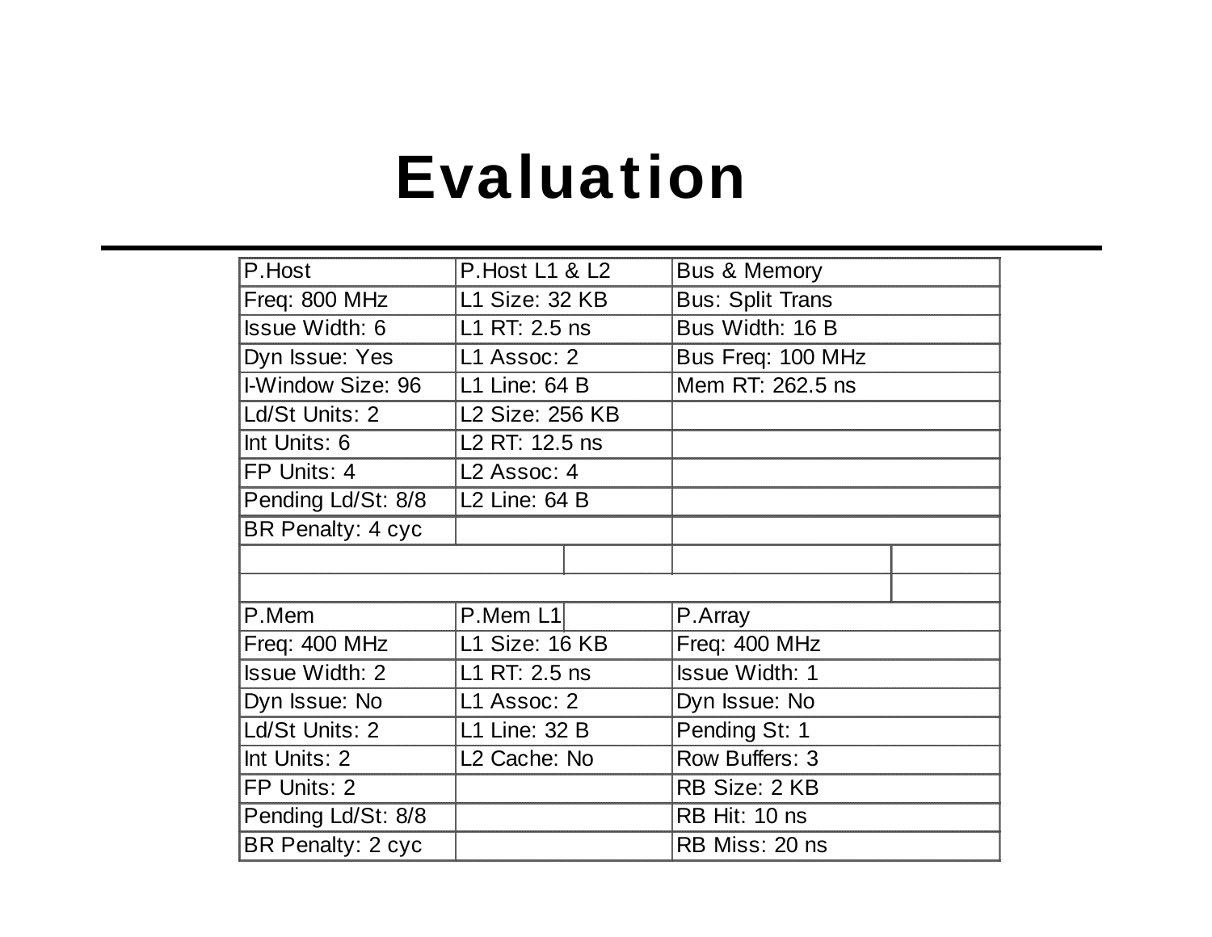# Evaluation

| P.Host | P.Host L1 & L2 | Bus & Memory |
|---|---|---|
| Freq: 800 MHz | L1 Size: 32 KB | Bus: Split Trans |
| Issue Width: 6 | L1 RT: 2.5 ns | Bus Width: 16 B |
| Dyn Issue: Yes | L1 Assoc: 2 | Bus Freq: 100 MHz |
| I-Window Size: 96 | L1 Line: 64 B | Mem RT: 262.5 ns |
| Ld/St Units: 2 | L2 Size: 256 KB | |
| Int Units: 6 | L2 RT: 12.5 ns | |
| FP Units: 4 | L2 Assoc: 4 | |
| Pending Ld/St: 8/8 | L2 Line: 64 B | |
| BR Penalty: 4 cyc | | |
| | | |
| | | |
| P.Mem | P.Mem L1 | P.Array |
| Freq: 400 MHz | L1 Size: 16 KB | Freq: 400 MHz |
| Issue Width: 2 | L1 RT: 2.5 ns | Issue Width: 1 |
| Dyn Issue: No | L1 Assoc: 2 | Dyn Issue: No |
| Ld/St Units: 2 | L1 Line: 32 B | Pending St: 1 |
| Int Units: 2 | L2 Cache: No | Row Buffers: 3 |
| FP Units: 2 | | RB Size: 2 KB |
| Pending Ld/St: 8/8 | | RB Hit: 10 ns |
| BR Penalty: 2 cyc | | RB Miss: 20 ns |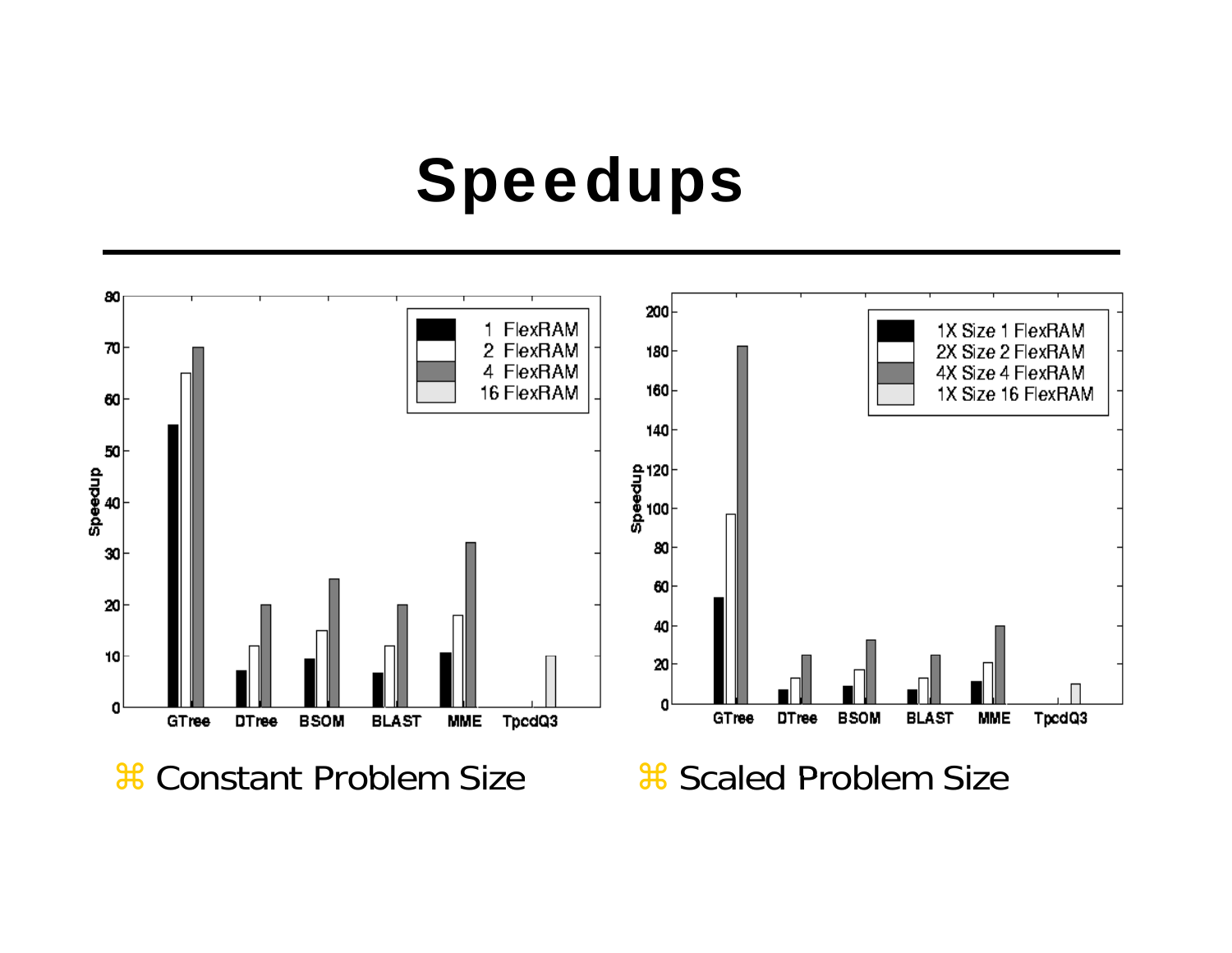# Speedups

- Constant Problem Size
- Scaled Problem Size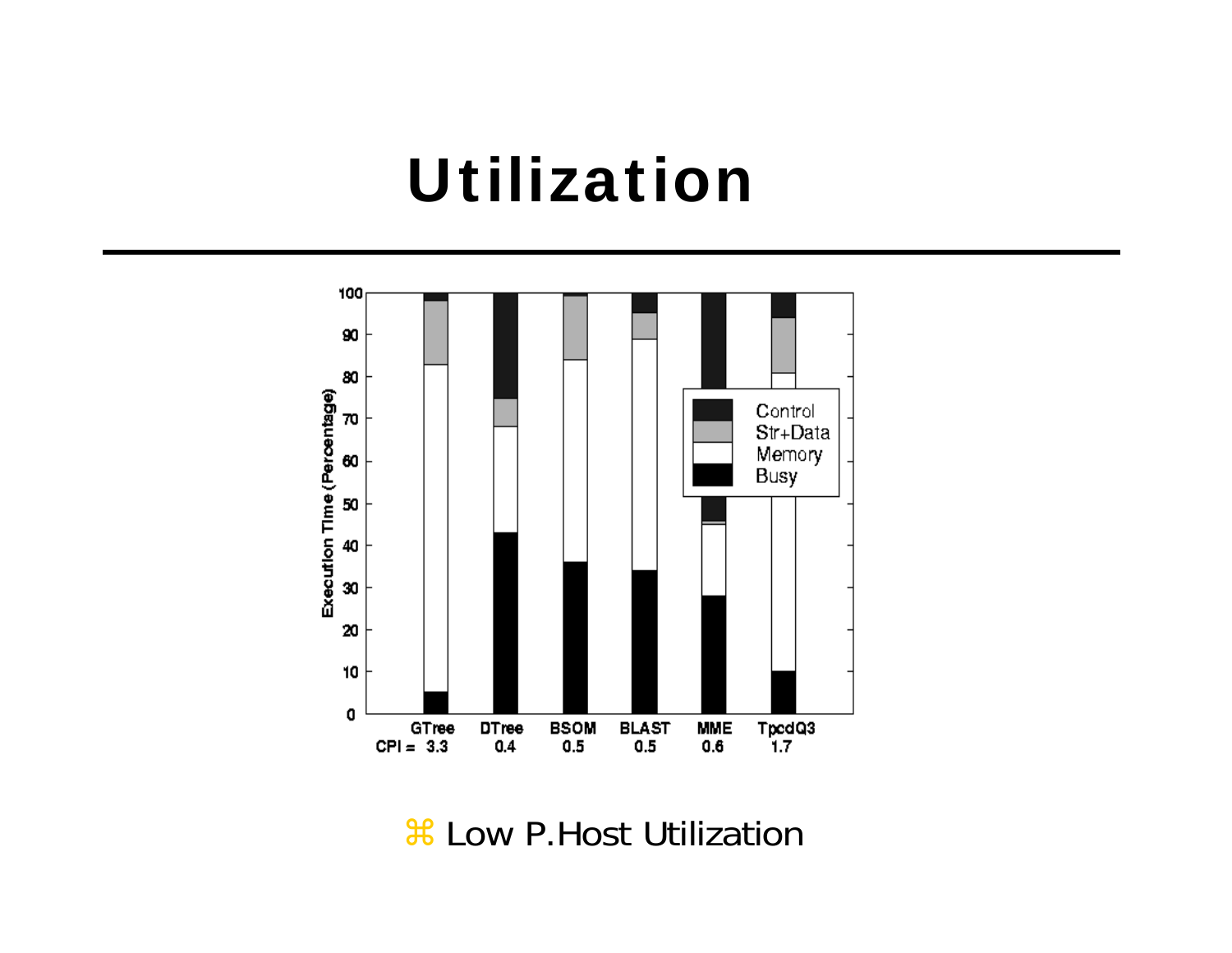# Utilization

| | GTree | DTree | BSOM | BLAST | MME | TpcdQ3 |
|---|---|---|---|---|---|---|
| CPI = | 3.3 | 0.4 | 0.5 | 0.5 | 0.6 | 1.7 |

Execution Time (Percentage) — Control, Str+Data, Memory, Busy

⌘ Low P.Host Utilization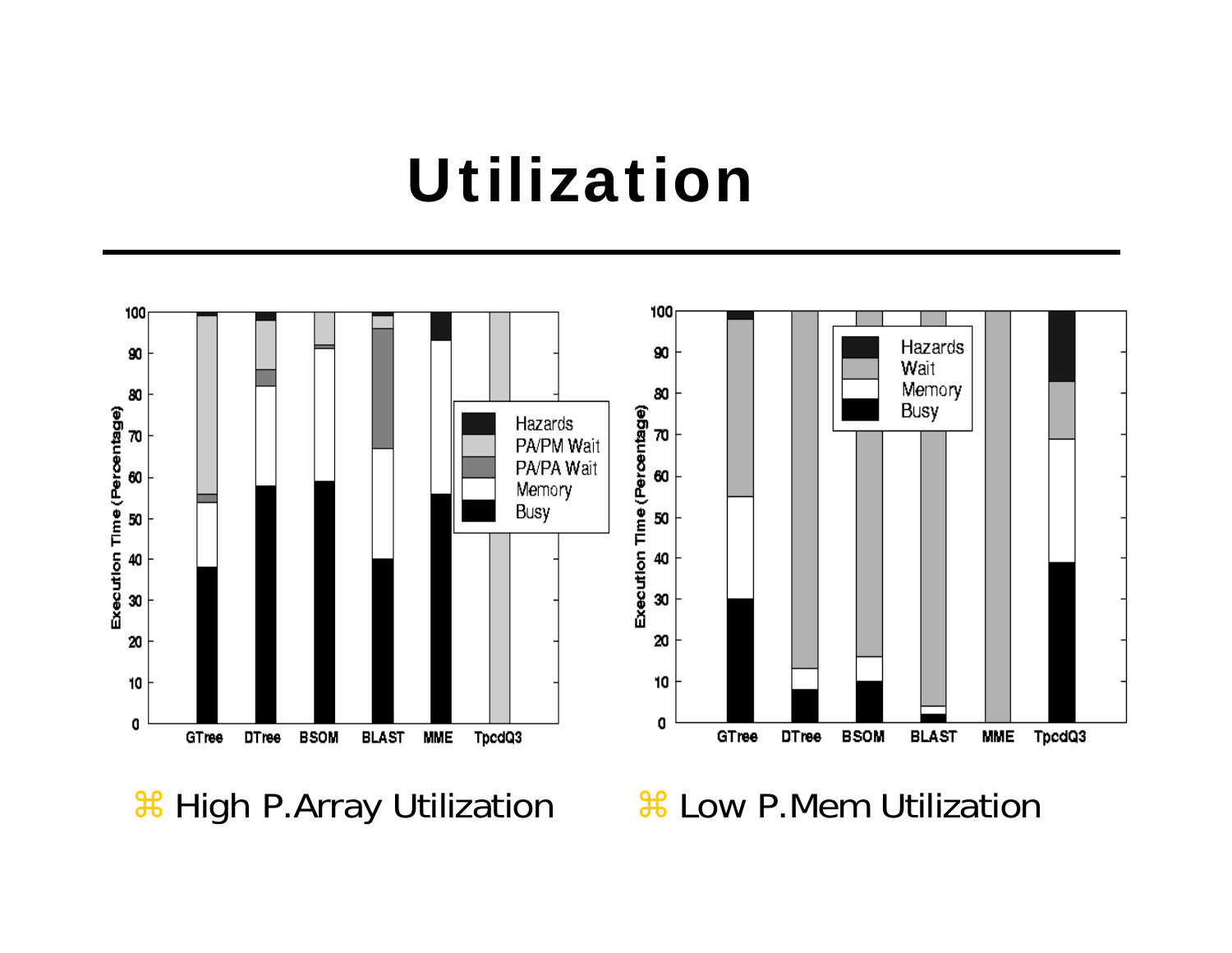# Utilization

- High P.Array Utilization
- Low P.Mem Utilization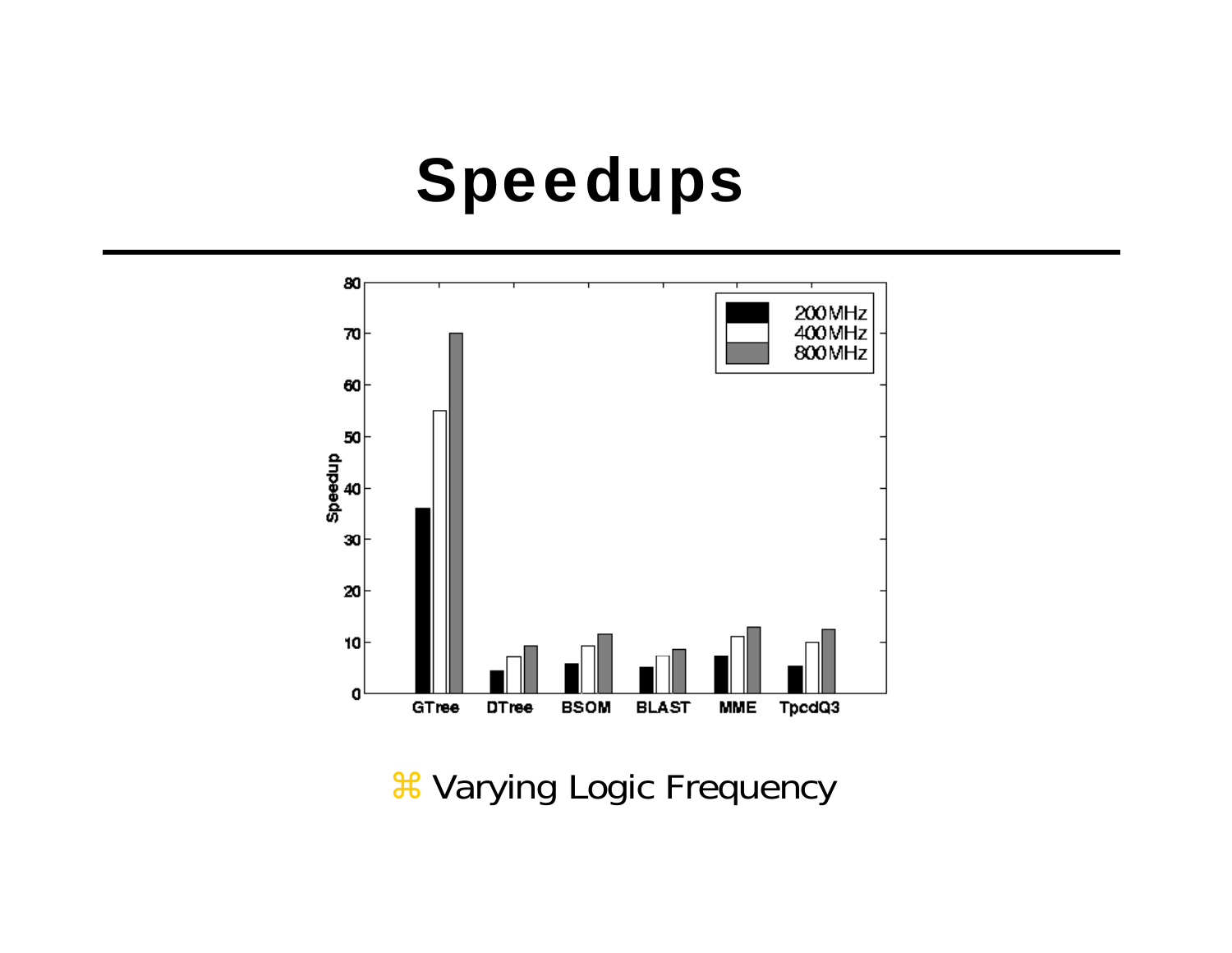# Speedups

- Varying Logic Frequency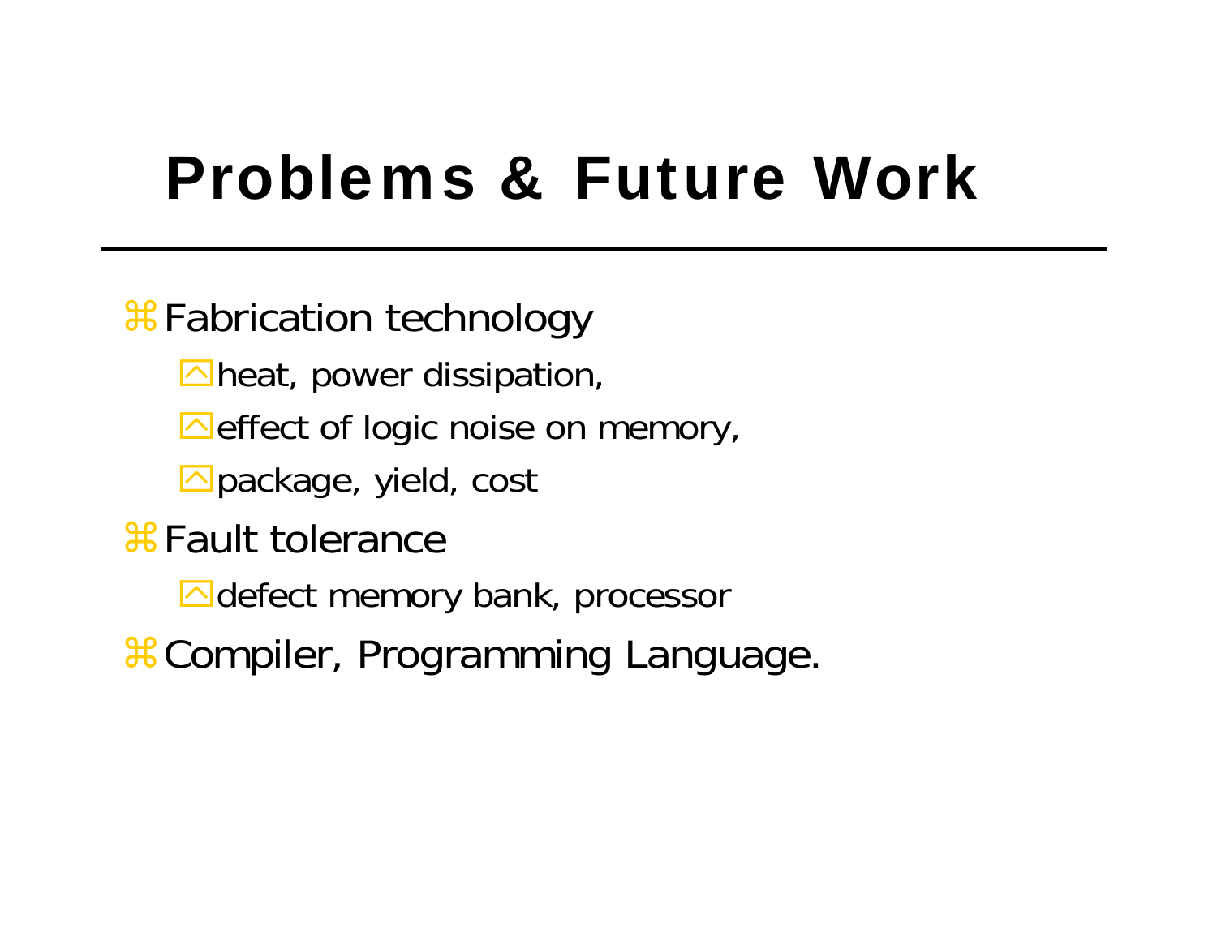# Problems & Future Work

- Fabrication technology
  - heat, power dissipation,
  - effect of logic noise on memory,
  - package, yield, cost
- Fault tolerance
  - defect memory bank, processor
- Compiler, Programming Language.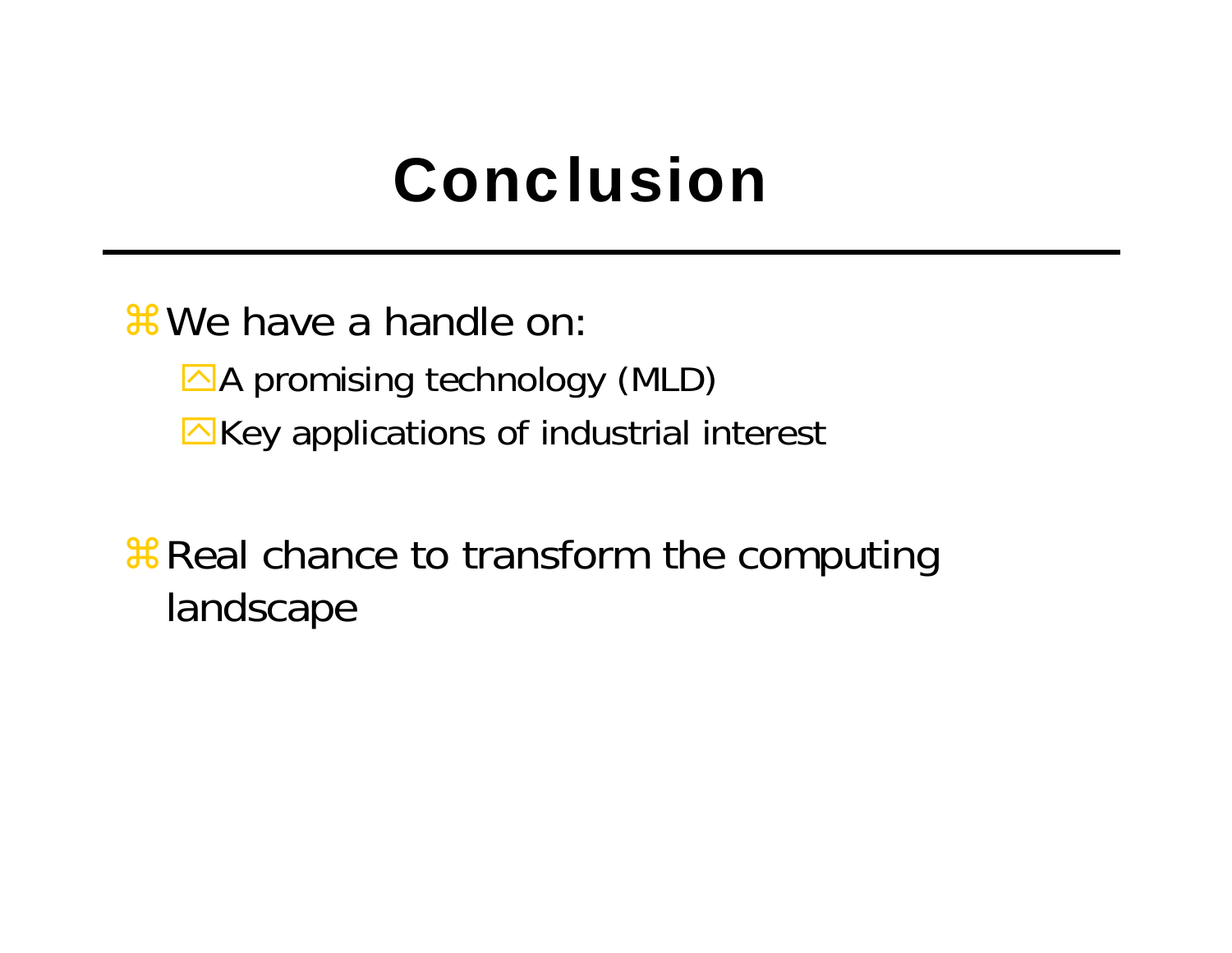# Conclusion

- We have a handle on:
  - A promising technology (MLD)
  - Key applications of industrial interest

- Real chance to transform the computing landscape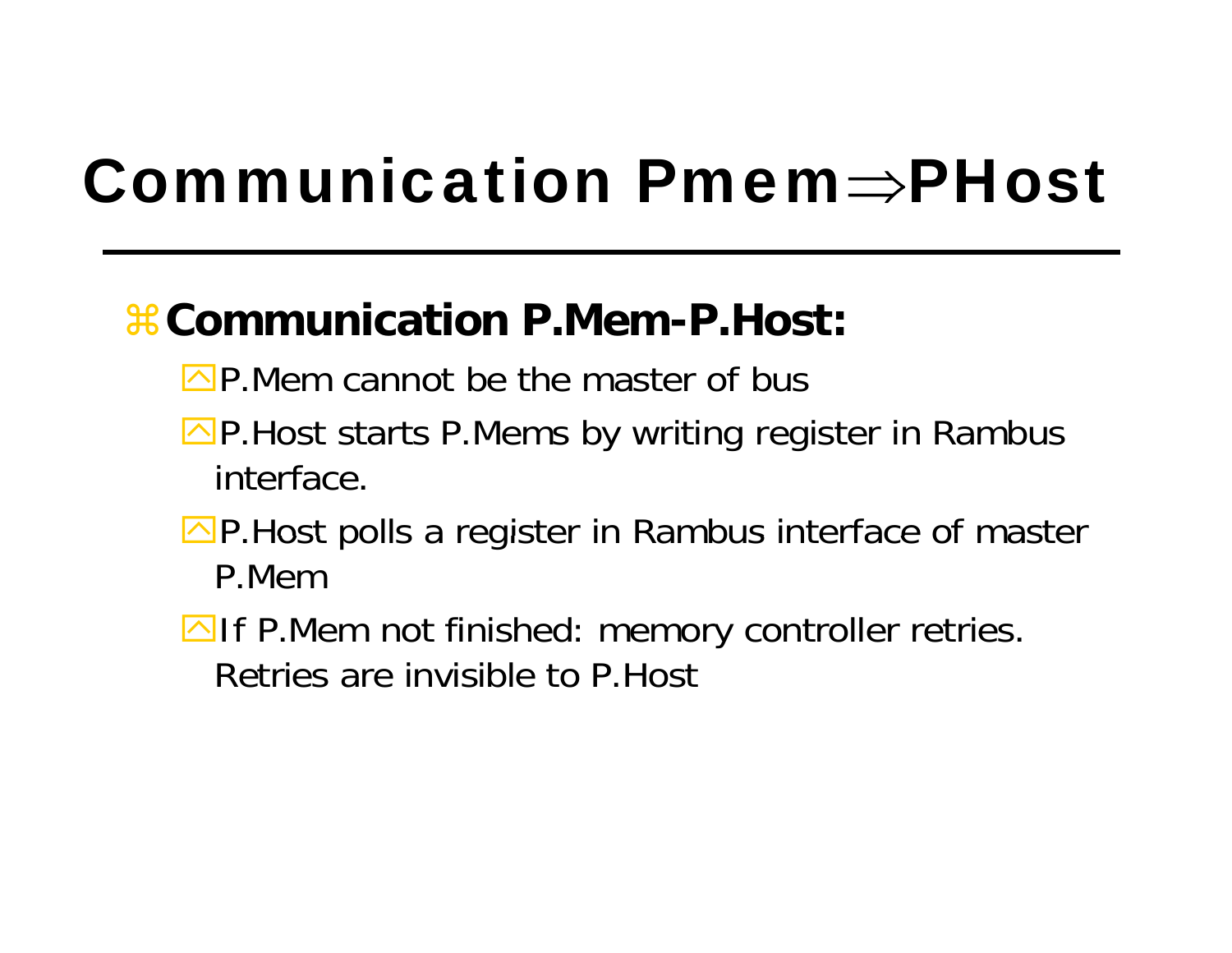# Communication Pmem⇒PHost

- **Communication P.Mem-P.Host:**
  - P.Mem cannot be the master of bus
  - P.Host starts P.Mems by writing register in Rambus interface.
  - P.Host polls a register in Rambus interface of master P.Mem
  - If P.Mem not finished: memory controller retries. Retries are invisible to P.Host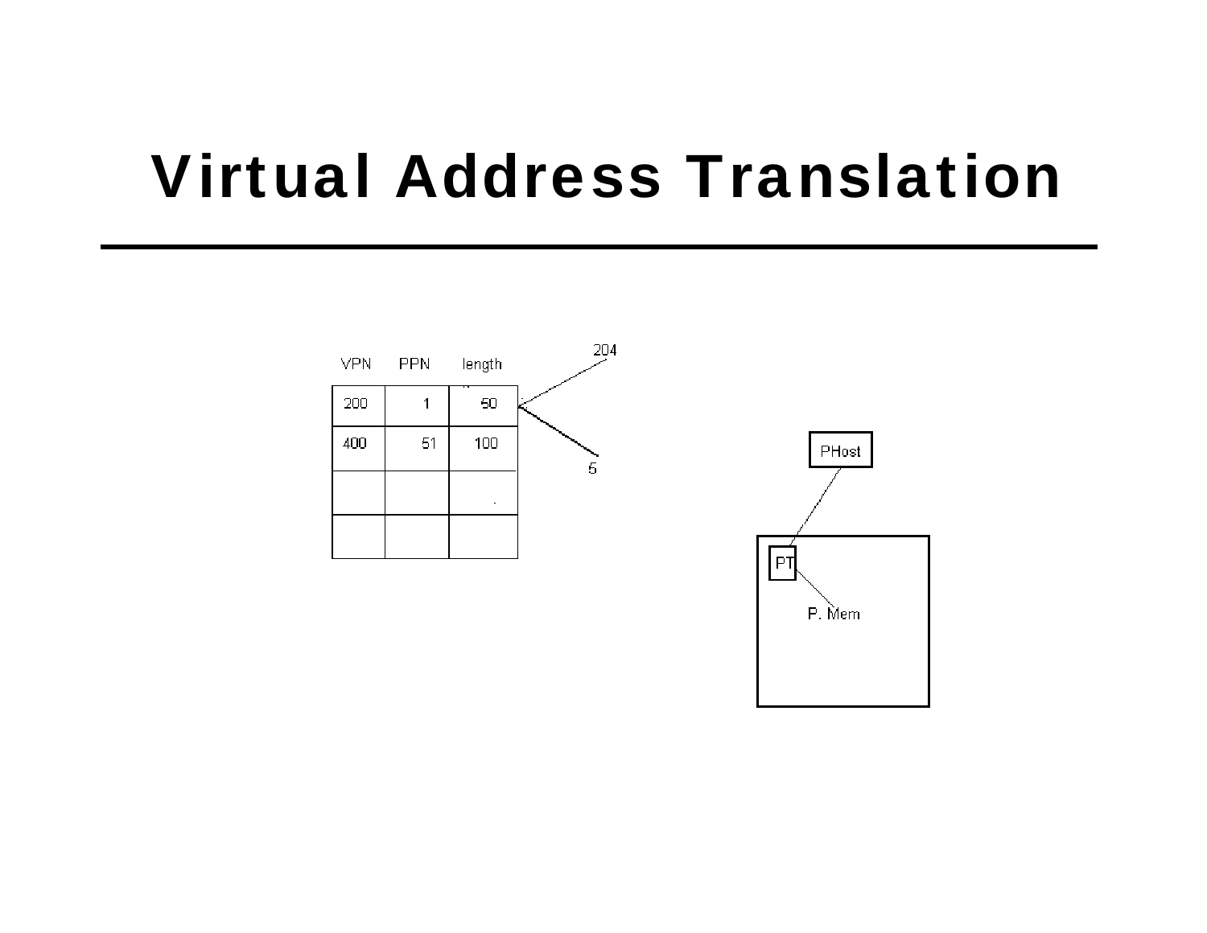# Virtual Address Translation

| VPN | PPN | length |
| --- | --- | --- |
| 200 | 1 | 50 |
| 400 | 51 | 100 |
| | | |
| | | |

204

5

PHost

PT

P. Mem